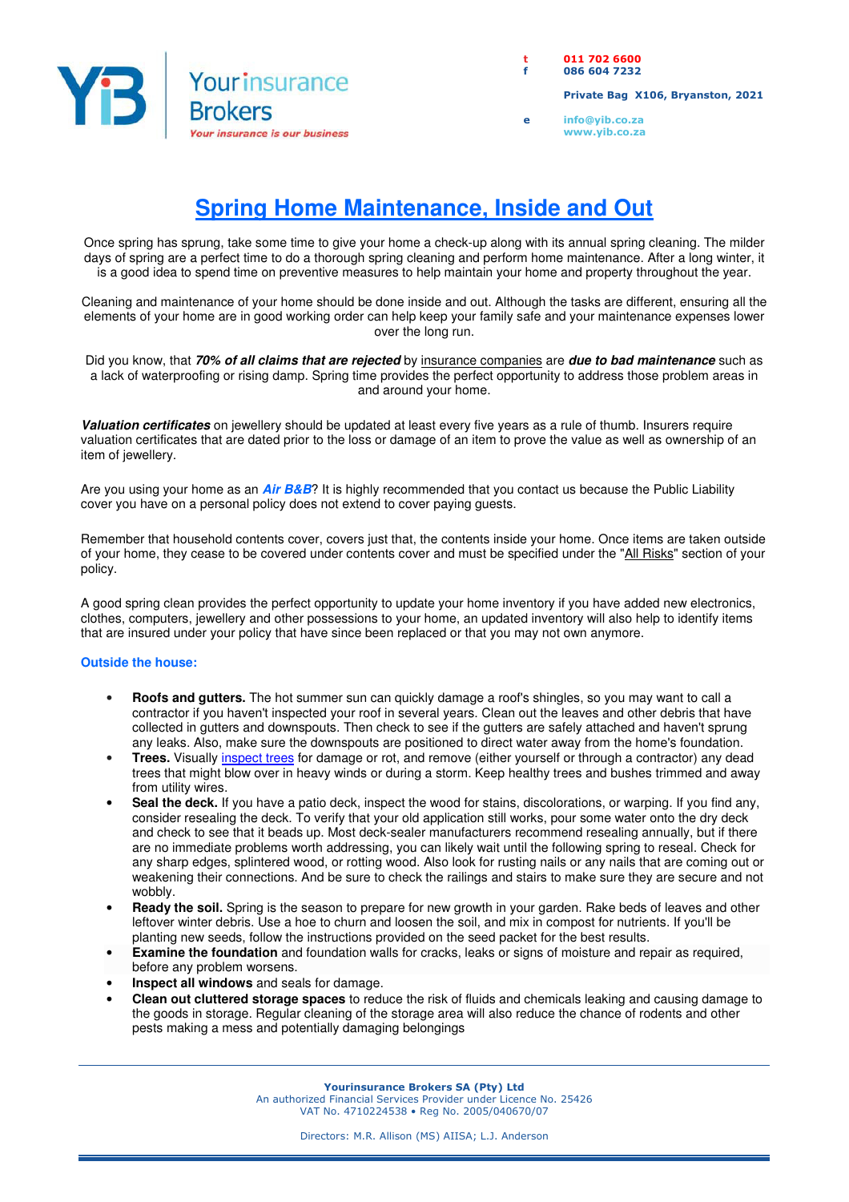Your insurance Brokers
*Your insurance is our business*

t 011 702 6600
f 086 604 7232

Private Bag X106, Bryanston, 2021

e info@yib.co.za
www.yib.co.za

# Spring Home Maintenance, Inside and Out

Once spring has sprung, take some time to give your home a check-up along with its annual spring cleaning. The milder days of spring are a perfect time to do a thorough spring cleaning and perform home maintenance. After a long winter, it is a good idea to spend time on preventive measures to help maintain your home and property throughout the year.

Cleaning and maintenance of your home should be done inside and out. Although the tasks are different, ensuring all the elements of your home are in good working order can help keep your family safe and your maintenance expenses lower over the long run.

Did you know, that ***70% of all claims that are rejected*** by insurance companies are ***due to bad maintenance*** such as a lack of waterproofing or rising damp. Spring time provides the perfect opportunity to address those problem areas in and around your home.

***Valuation certificates*** on jewellery should be updated at least every five years as a rule of thumb. Insurers require valuation certificates that are dated prior to the loss or damage of an item to prove the value as well as ownership of an item of jewellery.

Are you using your home as an ***Air B&B***? It is highly recommended that you contact us because the Public Liability cover you have on a personal policy does not extend to cover paying guests.

Remember that household contents cover, covers just that, the contents inside your home. Once items are taken outside of your home, they cease to be covered under contents cover and must be specified under the "All Risks" section of your policy.

A good spring clean provides the perfect opportunity to update your home inventory if you have added new electronics, clothes, computers, jewellery and other possessions to your home, an updated inventory will also help to identify items that are insured under your policy that have since been replaced or that you may not own anymore.

### Outside the house:

- **Roofs and gutters.** The hot summer sun can quickly damage a roof's shingles, so you may want to call a contractor if you haven't inspected your roof in several years. Clean out the leaves and other debris that have collected in gutters and downspouts. Then check to see if the gutters are safely attached and haven't sprung any leaks. Also, make sure the downspouts are positioned to direct water away from the home's foundation.
- **Trees.** Visually inspect trees for damage or rot, and remove (either yourself or through a contractor) any dead trees that might blow over in heavy winds or during a storm. Keep healthy trees and bushes trimmed and away from utility wires.
- **Seal the deck.** If you have a patio deck, inspect the wood for stains, discolorations, or warping. If you find any, consider resealing the deck. To verify that your old application still works, pour some water onto the dry deck and check to see that it beads up. Most deck-sealer manufacturers recommend resealing annually, but if there are no immediate problems worth addressing, you can likely wait until the following spring to reseal. Check for any sharp edges, splintered wood, or rotting wood. Also look for rusting nails or any nails that are coming out or weakening their connections. And be sure to check the railings and stairs to make sure they are secure and not wobbly.
- **Ready the soil.** Spring is the season to prepare for new growth in your garden. Rake beds of leaves and other leftover winter debris. Use a hoe to churn and loosen the soil, and mix in compost for nutrients. If you'll be planting new seeds, follow the instructions provided on the seed packet for the best results.
- **Examine the foundation** and foundation walls for cracks, leaks or signs of moisture and repair as required, before any problem worsens.
- **Inspect all windows** and seals for damage.
- **Clean out cluttered storage spaces** to reduce the risk of fluids and chemicals leaking and causing damage to the goods in storage. Regular cleaning of the storage area will also reduce the chance of rodents and other pests making a mess and potentially damaging belongings

**Yourinsurance Brokers SA (Pty) Ltd**
An authorized Financial Services Provider under Licence No. 25426
VAT No. 4710224538 • Reg No. 2005/040670/07

Directors: M.R. Allison (MS) AIISA; L.J. Anderson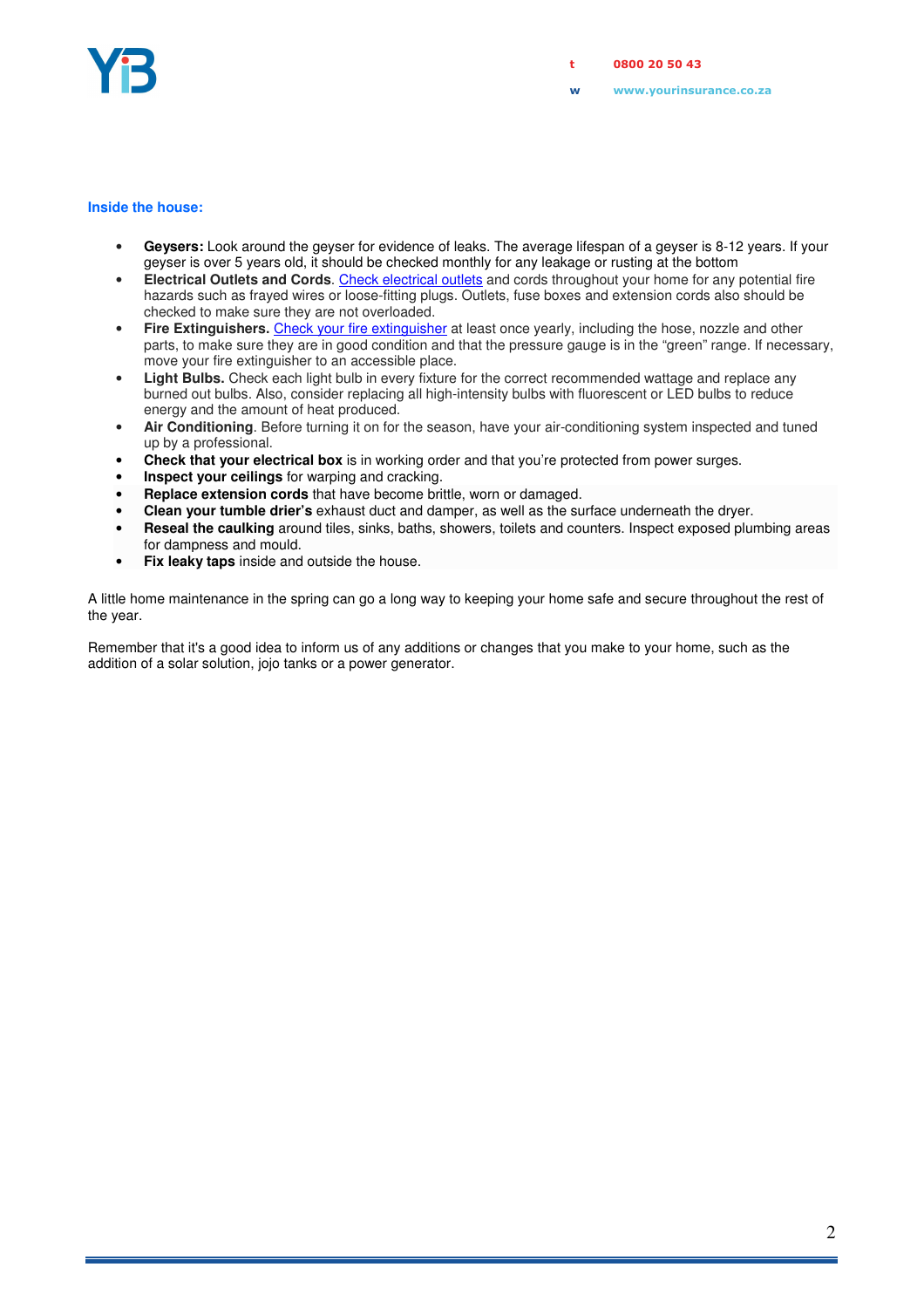### Inside the house:

- **Geysers:** Look around the geyser for evidence of leaks. The average lifespan of a geyser is 8-12 years. If your geyser is over 5 years old, it should be checked monthly for any leakage or rusting at the bottom
- **Electrical Outlets and Cords**. Check electrical outlets and cords throughout your home for any potential fire hazards such as frayed wires or loose-fitting plugs. Outlets, fuse boxes and extension cords also should be checked to make sure they are not overloaded.
- **Fire Extinguishers.** Check your fire extinguisher at least once yearly, including the hose, nozzle and other parts, to make sure they are in good condition and that the pressure gauge is in the "green" range. If necessary, move your fire extinguisher to an accessible place.
- **Light Bulbs.** Check each light bulb in every fixture for the correct recommended wattage and replace any burned out bulbs. Also, consider replacing all high-intensity bulbs with fluorescent or LED bulbs to reduce energy and the amount of heat produced.
- **Air Conditioning**. Before turning it on for the season, have your air-conditioning system inspected and tuned up by a professional.
- **Check that your electrical box** is in working order and that you're protected from power surges.
- **Inspect your ceilings** for warping and cracking.
- **Replace extension cords** that have become brittle, worn or damaged.
- **Clean your tumble drier's** exhaust duct and damper, as well as the surface underneath the dryer.
- **Reseal the caulking** around tiles, sinks, baths, showers, toilets and counters. Inspect exposed plumbing areas for dampness and mould.
- **Fix leaky taps** inside and outside the house.

A little home maintenance in the spring can go a long way to keeping your home safe and secure throughout the rest of the year.

Remember that it's a good idea to inform us of any additions or changes that you make to your home, such as the addition of a solar solution, jojo tanks or a power generator.